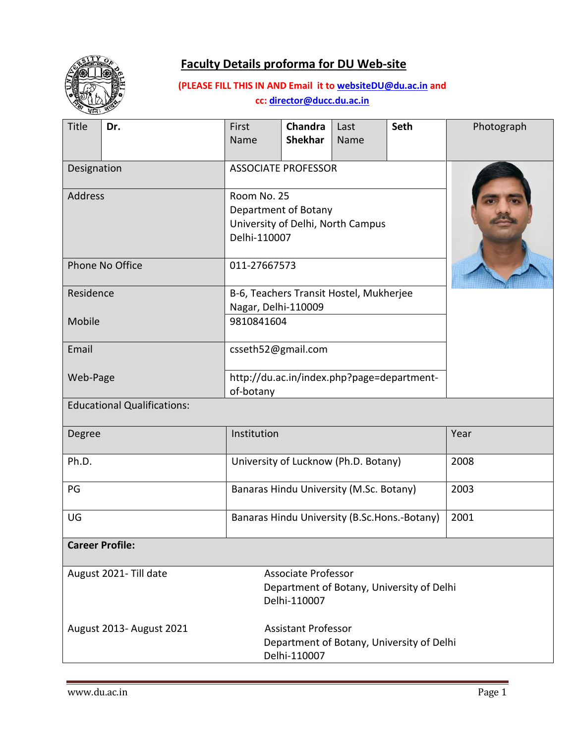# Faculty Details proforma for DU Web-site

**(PLEASE FILL THIS IN AND Email it to websiteDU@du.ac.in and cc: director@ducc.du.ac.in**

| Title | **Dr.** | First Name | **Chandra Shekhar** | Last Name | **Seth** | Photograph |
|---|---|---|---|---|---|---|
| Designation | ASSOCIATE PROFESSOR | | | | | |
| Address | Room No. 25<br>Department of Botany<br>University of Delhi, North Campus<br>Delhi-110007 | | | | | |
| Phone No Office | 011-27667573 | | | | | |
| Residence | B-6, Teachers Transit Hostel, Mukherjee Nagar, Delhi-110009 | | | | | |
| Mobile | 9810841604 | | | | | |
| Email | csseth52@gmail.com | | | | | |
| Web-Page | http://du.ac.in/index.php?page=department-of-botany | | | | | |

**Educational Qualifications:**

| Degree | Institution | Year |
|---|---|---|
| Ph.D. | University of Lucknow (Ph.D. Botany) | 2008 |
| PG | Banaras Hindu University (M.Sc. Botany) | 2003 |
| UG | Banaras Hindu University (B.Sc.Hons.-Botany) | 2001 |

**Career Profile:**

| | |
|---|---|
| August 2021- Till date | Associate Professor<br>Department of Botany, University of Delhi<br>Delhi-110007 |
| August 2013- August 2021 | Assistant Professor<br>Department of Botany, University of Delhi<br>Delhi-110007 |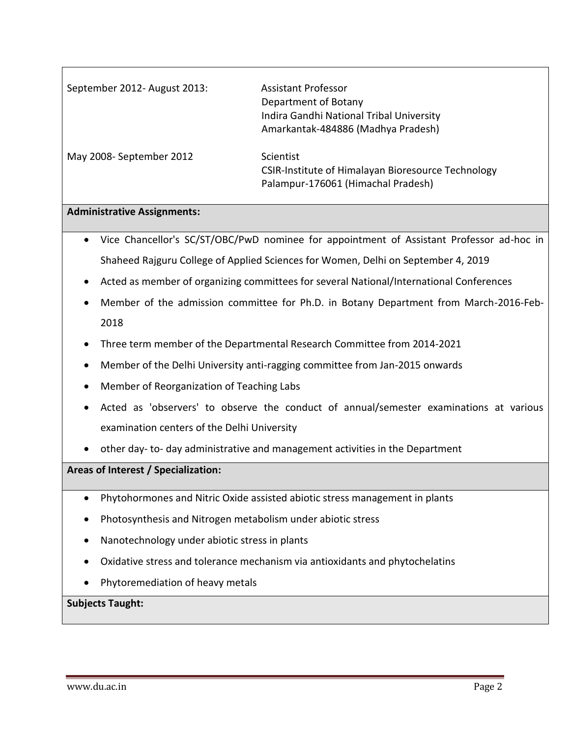| | |
|---|---|
| September 2012- August 2013: | Assistant Professor<br>Department of Botany<br>Indira Gandhi National Tribal University<br>Amarkantak-484886 (Madhya Pradesh) |
| May 2008- September 2012 | Scientist<br>CSIR-Institute of Himalayan Bioresource Technology<br>Palampur-176061 (Himachal Pradesh) |

**Administrative Assignments:**

- Vice Chancellor's SC/ST/OBC/PwD nominee for appointment of Assistant Professor ad-hoc in Shaheed Rajguru College of Applied Sciences for Women, Delhi on September 4, 2019
- Acted as member of organizing committees for several National/International Conferences
- Member of the admission committee for Ph.D. in Botany Department from March-2016-Feb-2018
- Three term member of the Departmental Research Committee from 2014-2021
- Member of the Delhi University anti-ragging committee from Jan-2015 onwards
- Member of Reorganization of Teaching Labs
- Acted as 'observers' to observe the conduct of annual/semester examinations at various examination centers of the Delhi University
- other day- to- day administrative and management activities in the Department

**Areas of Interest / Specialization:**

- Phytohormones and Nitric Oxide assisted abiotic stress management in plants
- Photosynthesis and Nitrogen metabolism under abiotic stress
- Nanotechnology under abiotic stress in plants
- Oxidative stress and tolerance mechanism via antioxidants and phytochelatins
- Phytoremediation of heavy metals

**Subjects Taught:**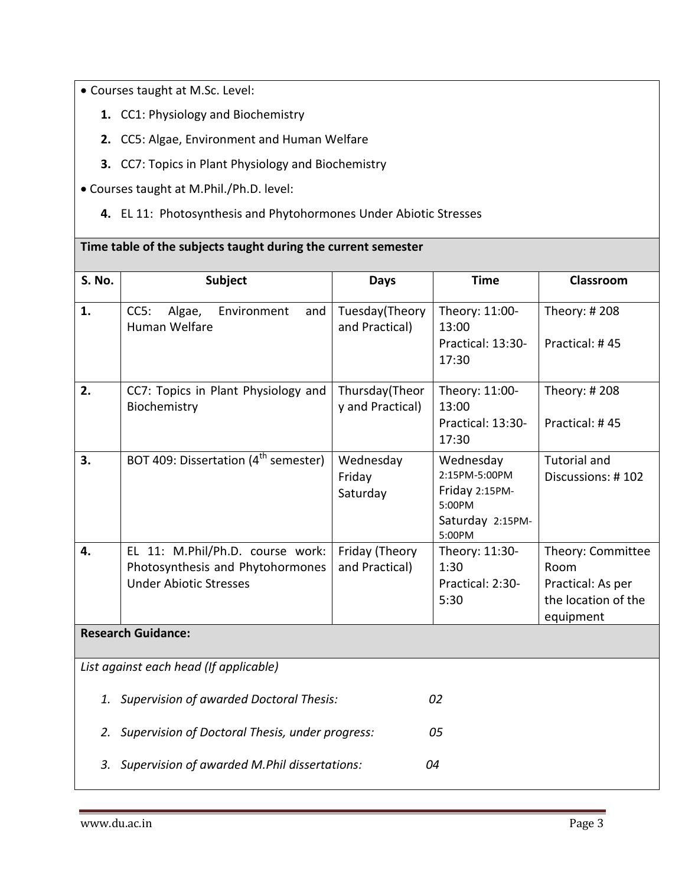- Courses taught at M.Sc. Level:
    1. CC1: Physiology and Biochemistry
    2. CC5: Algae, Environment and Human Welfare
    3. CC7: Topics in Plant Physiology and Biochemistry
- Courses taught at M.Phil./Ph.D. level:
    4. EL 11: Photosynthesis and Phytohormones Under Abiotic Stresses

**Time table of the subjects taught during the current semester**

| S. No. | Subject | Days | Time | Classroom |
|---|---|---|---|---|
| 1. | CC5: Algae, Environment and Human Welfare | Tuesday(Theory and Practical) | Theory: 11:00-13:00<br>Practical: 13:30-17:30 | Theory: # 208<br>Practical: # 45 |
| 2. | CC7: Topics in Plant Physiology and Biochemistry | Thursday(Theory and Practical) | Theory: 11:00-13:00<br>Practical: 13:30-17:30 | Theory: # 208<br>Practical: # 45 |
| 3. | BOT 409: Dissertation (4th semester) | Wednesday<br>Friday<br>Saturday | Wednesday 2:15PM-5:00PM<br>Friday 2:15PM-5:00PM<br>Saturday 2:15PM-5:00PM | Tutorial and Discussions: # 102 |
| 4. | EL 11: M.Phil/Ph.D. course work: Photosynthesis and Phytohormones Under Abiotic Stresses | Friday (Theory and Practical) | Theory: 11:30-1:30<br>Practical: 2:30-5:30 | Theory: Committee Room<br>Practical: As per the location of the equipment |

**Research Guidance:**

*List against each head (If applicable)*

1. *Supervision of awarded Doctoral Thesis:* 02
2. *Supervision of Doctoral Thesis, under progress:* 05
3. *Supervision of awarded M.Phil dissertations:* 04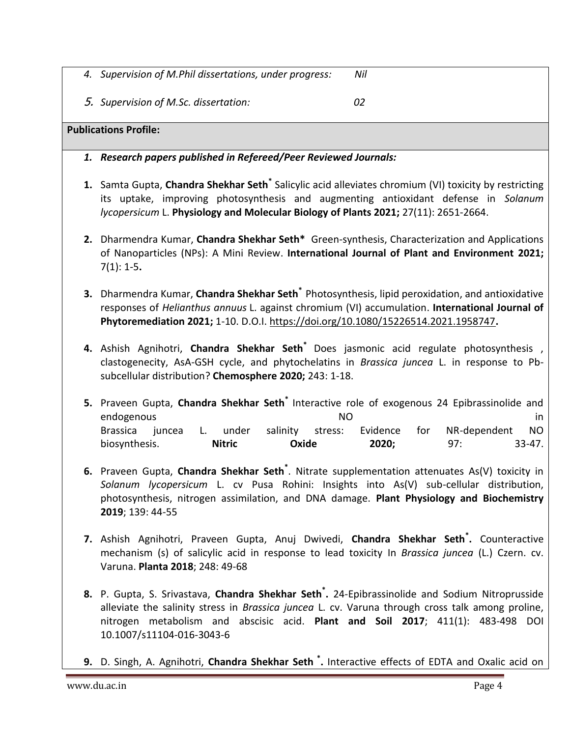4. *Supervision of M.Phil dissertations, under progress:* *Nil*

5. *Supervision of M.Sc. dissertation:* *02*

**Publications Profile:**

***1. Research papers published in Refereed/Peer Reviewed Journals:***

1. Samta Gupta, **Chandra Shekhar Seth*** Salicylic acid alleviates chromium (VI) toxicity by restricting its uptake, improving photosynthesis and augmenting antioxidant defense in *Solanum lycopersicum* L. **Physiology and Molecular Biology of Plants 2021;** 27(11): 2651-2664.

2. Dharmendra Kumar, **Chandra Shekhar Seth*** Green-synthesis, Characterization and Applications of Nanoparticles (NPs): A Mini Review. **International Journal of Plant and Environment 2021;** 7(1): 1-5**.**

3. Dharmendra Kumar, **Chandra Shekhar Seth*** Photosynthesis, lipid peroxidation, and antioxidative responses of *Helianthus annuus* L. against chromium (VI) accumulation. **International Journal of Phytoremediation 2021;** 1-10. D.O.I. https://doi.org/10.1080/15226514.2021.1958747**.**

4. Ashish Agnihotri, **Chandra Shekhar Seth*** Does jasmonic acid regulate photosynthesis , clastogenecity, AsA-GSH cycle, and phytochelatins in *Brassica juncea* L. in response to Pb-subcellular distribution? **Chemosphere 2020;** 243: 1-18.

5. Praveen Gupta, **Chandra Shekhar Seth*** Interactive role of exogenous 24 Epibrassinolide and endogenous NO in Brassica juncea L. under salinity stress: Evidence for NR-dependent NO biosynthesis. **Nitric Oxide 2020;** 97: 33-47.

6. Praveen Gupta, **Chandra Shekhar Seth***. Nitrate supplementation attenuates As(V) toxicity in *Solanum lycopersicum* L. cv Pusa Rohini: Insights into As(V) sub-cellular distribution, photosynthesis, nitrogen assimilation, and DNA damage. **Plant Physiology and Biochemistry 2019**; 139: 44-55

7. Ashish Agnihotri, Praveen Gupta, Anuj Dwivedi, **Chandra Shekhar Seth*.** Counteractive mechanism (s) of salicylic acid in response to lead toxicity In *Brassica juncea* (L.) Czern. cv. Varuna. **Planta 2018**; 248: 49-68

8. P. Gupta, S. Srivastava, **Chandra Shekhar Seth*.** 24-Epibrassinolide and Sodium Nitroprusside alleviate the salinity stress in *Brassica juncea* L. cv. Varuna through cross talk among proline, nitrogen metabolism and abscisic acid. **Plant and Soil 2017**; 411(1): 483-498 DOI 10.1007/s11104-016-3043-6

9. D. Singh, A. Agnihotri, **Chandra Shekhar Seth *.** Interactive effects of EDTA and Oxalic acid on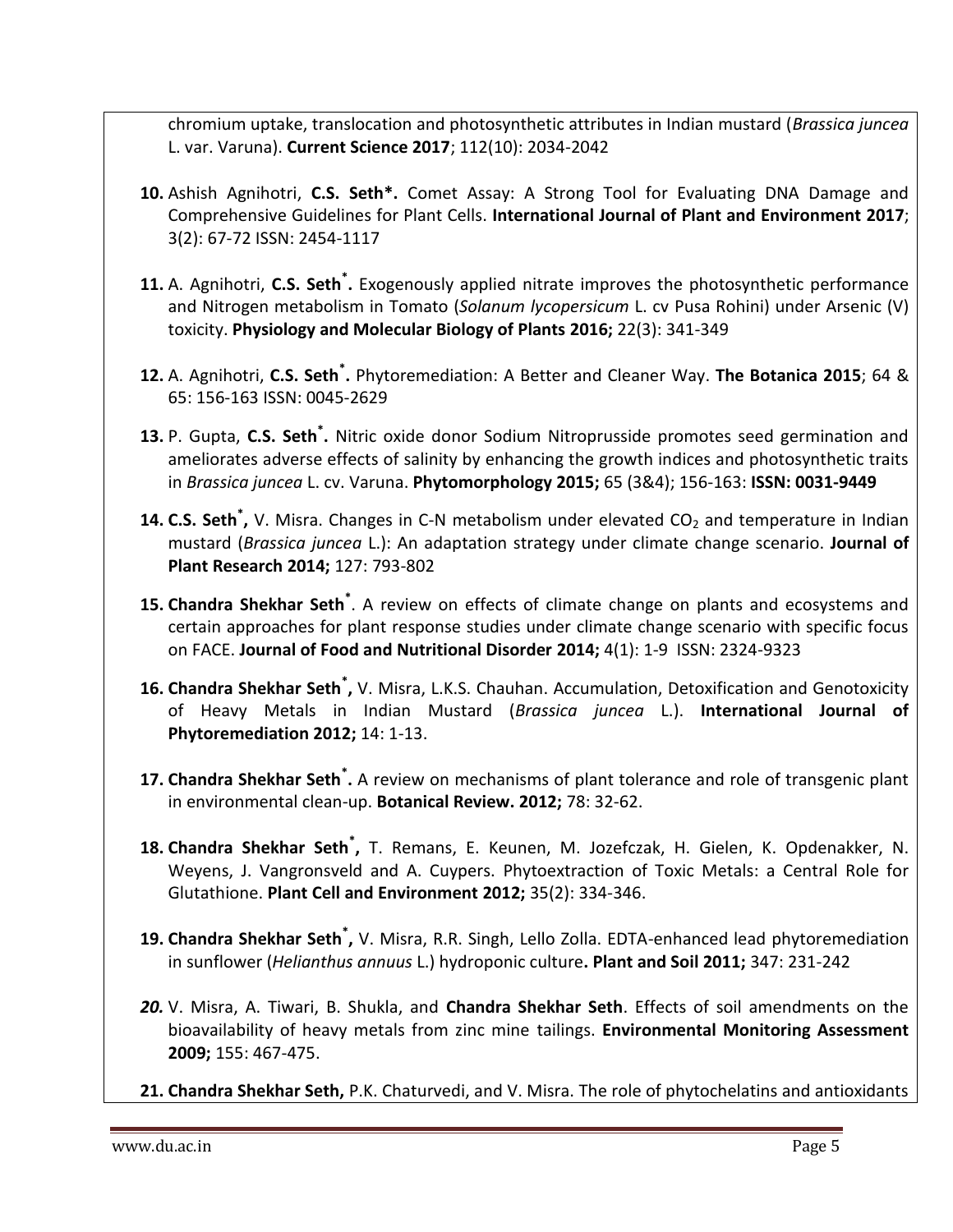chromium uptake, translocation and photosynthetic attributes in Indian mustard (*Brassica juncea* L. var. Varuna). **Current Science 2017**; 112(10): 2034-2042

10. Ashish Agnihotri, **C.S. Seth*.** Comet Assay: A Strong Tool for Evaluating DNA Damage and Comprehensive Guidelines for Plant Cells. **International Journal of Plant and Environment 2017**; 3(2): 67-72 ISSN: 2454-1117

11. A. Agnihotri, **C.S. Seth*.** Exogenously applied nitrate improves the photosynthetic performance and Nitrogen metabolism in Tomato (*Solanum lycopersicum* L. cv Pusa Rohini) under Arsenic (V) toxicity. **Physiology and Molecular Biology of Plants 2016;** 22(3): 341-349

12. A. Agnihotri, **C.S. Seth*.** Phytoremediation: A Better and Cleaner Way. **The Botanica 2015**; 64 & 65: 156-163 ISSN: 0045-2629

13. P. Gupta, **C.S. Seth*.** Nitric oxide donor Sodium Nitroprusside promotes seed germination and ameliorates adverse effects of salinity by enhancing the growth indices and photosynthetic traits in *Brassica juncea* L. cv. Varuna. **Phytomorphology 2015;** 65 (3&4); 156-163: **ISSN: 0031-9449**

14. **C.S. Seth*,** V. Misra. Changes in C-N metabolism under elevated $CO_2$ and temperature in Indian mustard (*Brassica juncea* L.): An adaptation strategy under climate change scenario. **Journal of Plant Research 2014;** 127: 793-802

15. **Chandra Shekhar Seth***. A review on effects of climate change on plants and ecosystems and certain approaches for plant response studies under climate change scenario with specific focus on FACE. **Journal of Food and Nutritional Disorder 2014;** 4(1): 1-9 ISSN: 2324-9323

16. **Chandra Shekhar Seth*,** V. Misra, L.K.S. Chauhan. Accumulation, Detoxification and Genotoxicity of Heavy Metals in Indian Mustard (*Brassica juncea* L.). **International Journal of Phytoremediation 2012;** 14: 1-13.

17. **Chandra Shekhar Seth*.** A review on mechanisms of plant tolerance and role of transgenic plant in environmental clean-up. **Botanical Review. 2012;** 78: 32-62.

18. **Chandra Shekhar Seth*,** T. Remans, E. Keunen, M. Jozefczak, H. Gielen, K. Opdenakker, N. Weyens, J. Vangronsveld and A. Cuypers. Phytoextraction of Toxic Metals: a Central Role for Glutathione. **Plant Cell and Environment 2012;** 35(2): 334-346.

19. **Chandra Shekhar Seth*,** V. Misra, R.R. Singh, Lello Zolla. EDTA-enhanced lead phytoremediation in sunflower (*Helianthus annuus* L.) hydroponic culture**. Plant and Soil 2011;** 347: 231-242

20. V. Misra, A. Tiwari, B. Shukla, and **Chandra Shekhar Seth**. Effects of soil amendments on the bioavailability of heavy metals from zinc mine tailings. **Environmental Monitoring Assessment 2009;** 155: 467-475.

21. **Chandra Shekhar Seth,** P.K. Chaturvedi, and V. Misra. The role of phytochelatins and antioxidants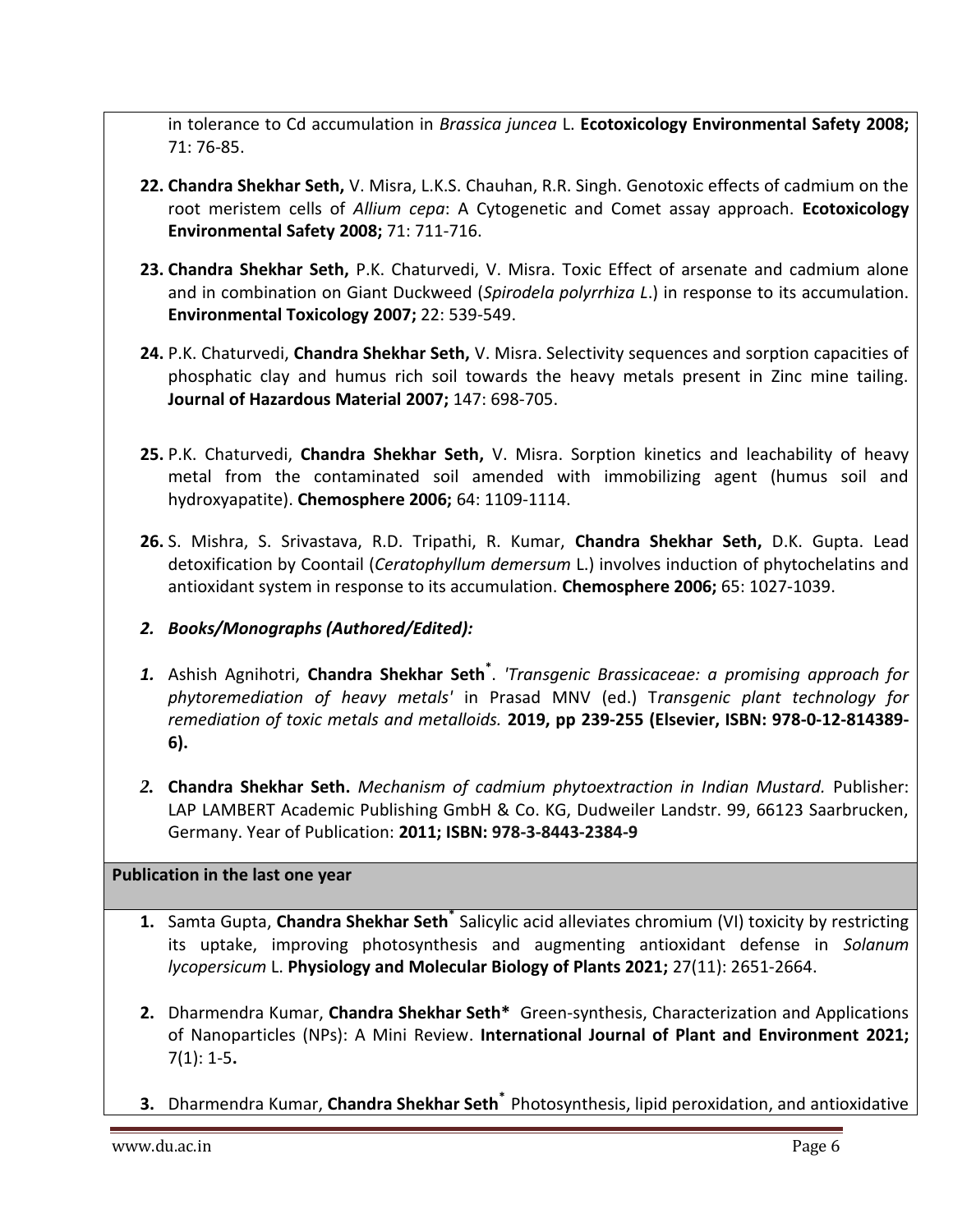in tolerance to Cd accumulation in *Brassica juncea* L. **Ecotoxicology Environmental Safety 2008;** 71: 76-85.

**22.** **Chandra Shekhar Seth,** V. Misra, L.K.S. Chauhan, R.R. Singh. Genotoxic effects of cadmium on the root meristem cells of *Allium cepa*: A Cytogenetic and Comet assay approach. **Ecotoxicology Environmental Safety 2008;** 71: 711-716.

**23.** **Chandra Shekhar Seth,** P.K. Chaturvedi, V. Misra. Toxic Effect of arsenate and cadmium alone and in combination on Giant Duckweed (*Spirodela polyrrhiza L*.) in response to its accumulation. **Environmental Toxicology 2007;** 22: 539-549.

**24.** P.K. Chaturvedi, **Chandra Shekhar Seth,** V. Misra. Selectivity sequences and sorption capacities of phosphatic clay and humus rich soil towards the heavy metals present in Zinc mine tailing. **Journal of Hazardous Material 2007;** 147: 698-705.

**25.** P.K. Chaturvedi, **Chandra Shekhar Seth,** V. Misra. Sorption kinetics and leachability of heavy metal from the contaminated soil amended with immobilizing agent (humus soil and hydroxyapatite). **Chemosphere 2006;** 64: 1109-1114.

**26.** S. Mishra, S. Srivastava, R.D. Tripathi, R. Kumar, **Chandra Shekhar Seth,** D.K. Gupta. Lead detoxification by Coontail (*Ceratophyllum demersum* L.) involves induction of phytochelatins and antioxidant system in response to its accumulation. **Chemosphere 2006;** 65: 1027-1039.

***2. Books/Monographs (Authored/Edited):***

***1.*** Ashish Agnihotri, **Chandra Shekhar Seth**[*]. *'Transgenic Brassicaceae: a promising approach for phytoremediation of heavy metals'* in Prasad MNV (ed.) T*ransgenic plant technology for remediation of toxic metals and metalloids.* **2019, pp 239-255 (Elsevier, ISBN: 978-0-12-814389-6).**

***2.*** **Chandra Shekhar Seth.** *Mechanism of cadmium phytoextraction in Indian Mustard.* Publisher: LAP LAMBERT Academic Publishing GmbH & Co. KG, Dudweiler Landstr. 99, 66123 Saarbrucken, Germany. Year of Publication: **2011; ISBN: 978-3-8443-2384-9**

**Publication in the last one year**

1. Samta Gupta, **Chandra Shekhar Seth**[*] Salicylic acid alleviates chromium (VI) toxicity by restricting its uptake, improving photosynthesis and augmenting antioxidant defense in *Solanum lycopersicum* L. **Physiology and Molecular Biology of Plants 2021;** 27(11): 2651-2664.

2. Dharmendra Kumar, **Chandra Shekhar Seth*** Green-synthesis, Characterization and Applications of Nanoparticles (NPs): A Mini Review. **International Journal of Plant and Environment 2021;** 7(1): 1-5**.**

3. Dharmendra Kumar, **Chandra Shekhar Seth**[*] Photosynthesis, lipid peroxidation, and antioxidative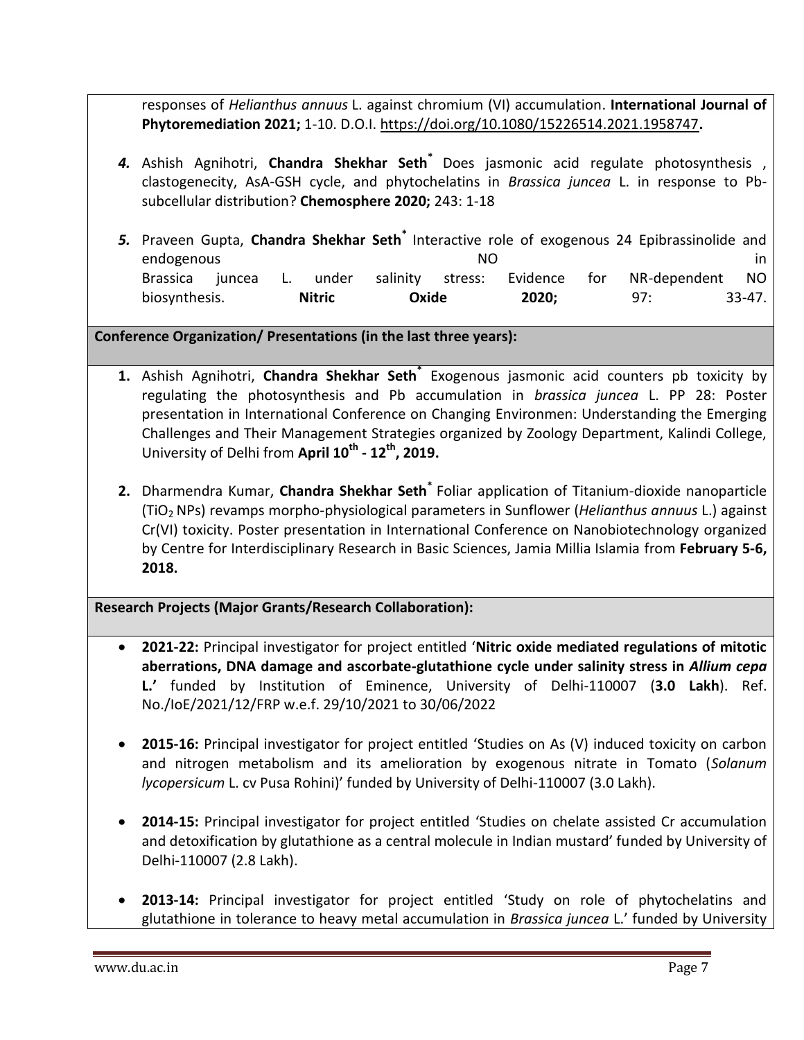responses of *Helianthus annuus* L. against chromium (VI) accumulation. **International Journal of Phytoremediation 2021;** 1-10. D.O.I. https://doi.org/10.1080/15226514.2021.1958747**.**

4. Ashish Agnihotri, **Chandra Shekhar Seth**[*] Does jasmonic acid regulate photosynthesis , clastogenecity, AsA-GSH cycle, and phytochelatins in *Brassica juncea* L. in response to Pb-subcellular distribution? **Chemosphere 2020;** 243: 1-18

5. Praveen Gupta, **Chandra Shekhar Seth**[*] Interactive role of exogenous 24 Epibrassinolide and endogenous NO in Brassica juncea L. under salinity stress: Evidence for NR-dependent NO biosynthesis. **Nitric Oxide 2020;** 97: 33-47.

**Conference Organization/ Presentations (in the last three years):**

1. Ashish Agnihotri, **Chandra Shekhar Seth**[*] Exogenous jasmonic acid counters pb toxicity by regulating the photosynthesis and Pb accumulation in *brassica juncea* L. PP 28: Poster presentation in International Conference on Changing Environmen: Understanding the Emerging Challenges and Their Management Strategies organized by Zoology Department, Kalindi College, University of Delhi from **April 10th - 12th, 2019.**

2. Dharmendra Kumar, **Chandra Shekhar Seth**[*] Foliar application of Titanium-dioxide nanoparticle ($TiO_2$ NPs) revamps morpho-physiological parameters in Sunflower (*Helianthus annuus* L.) against Cr(VI) toxicity. Poster presentation in International Conference on Nanobiotechnology organized by Centre for Interdisciplinary Research in Basic Sciences, Jamia Millia Islamia from **February 5-6, 2018.**

**Research Projects (Major Grants/Research Collaboration):**

- **2021-22:** Principal investigator for project entitled '**Nitric oxide mediated regulations of mitotic aberrations, DNA damage and ascorbate-glutathione cycle under salinity stress in *Allium cepa* L.'** funded by Institution of Eminence, University of Delhi-110007 (**3.0 Lakh**). Ref. No./IoE/2021/12/FRP w.e.f. 29/10/2021 to 30/06/2022

- **2015-16:** Principal investigator for project entitled 'Studies on As (V) induced toxicity on carbon and nitrogen metabolism and its amelioration by exogenous nitrate in Tomato (*Solanum lycopersicum* L. cv Pusa Rohini)' funded by University of Delhi-110007 (3.0 Lakh).

- **2014-15:** Principal investigator for project entitled 'Studies on chelate assisted Cr accumulation and detoxification by glutathione as a central molecule in Indian mustard' funded by University of Delhi-110007 (2.8 Lakh).

- **2013-14:** Principal investigator for project entitled 'Study on role of phytochelatins and glutathione in tolerance to heavy metal accumulation in *Brassica juncea* L.' funded by University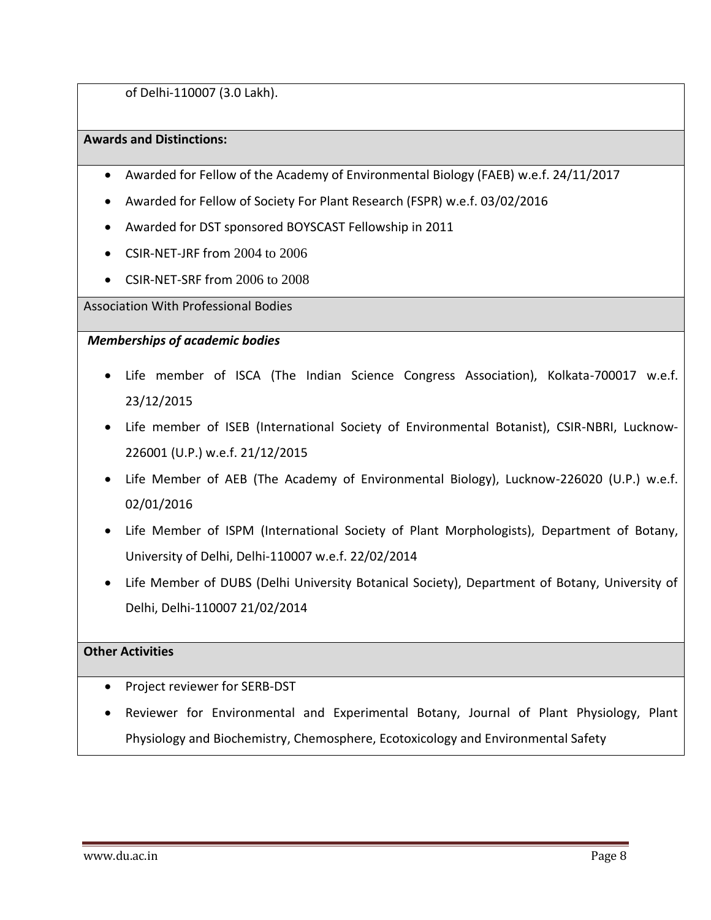of Delhi-110007 (3.0 Lakh).

**Awards and Distinctions:**

- Awarded for Fellow of the Academy of Environmental Biology (FAEB) w.e.f. 24/11/2017
- Awarded for Fellow of Society For Plant Research (FSPR) w.e.f. 03/02/2016
- Awarded for DST sponsored BOYSCAST Fellowship in 2011
- CSIR-NET-JRF from 2004 to 2006
- CSIR-NET-SRF from 2006 to 2008

Association With Professional Bodies

***Memberships of academic bodies***

- Life member of ISCA (The Indian Science Congress Association), Kolkata-700017 w.e.f. 23/12/2015
- Life member of ISEB (International Society of Environmental Botanist), CSIR-NBRI, Lucknow-226001 (U.P.) w.e.f. 21/12/2015
- Life Member of AEB (The Academy of Environmental Biology), Lucknow-226020 (U.P.) w.e.f. 02/01/2016
- Life Member of ISPM (International Society of Plant Morphologists), Department of Botany, University of Delhi, Delhi-110007 w.e.f. 22/02/2014
- Life Member of DUBS (Delhi University Botanical Society), Department of Botany, University of Delhi, Delhi-110007 21/02/2014

**Other Activities**

- Project reviewer for SERB-DST
- Reviewer for Environmental and Experimental Botany, Journal of Plant Physiology, Plant Physiology and Biochemistry, Chemosphere, Ecotoxicology and Environmental Safety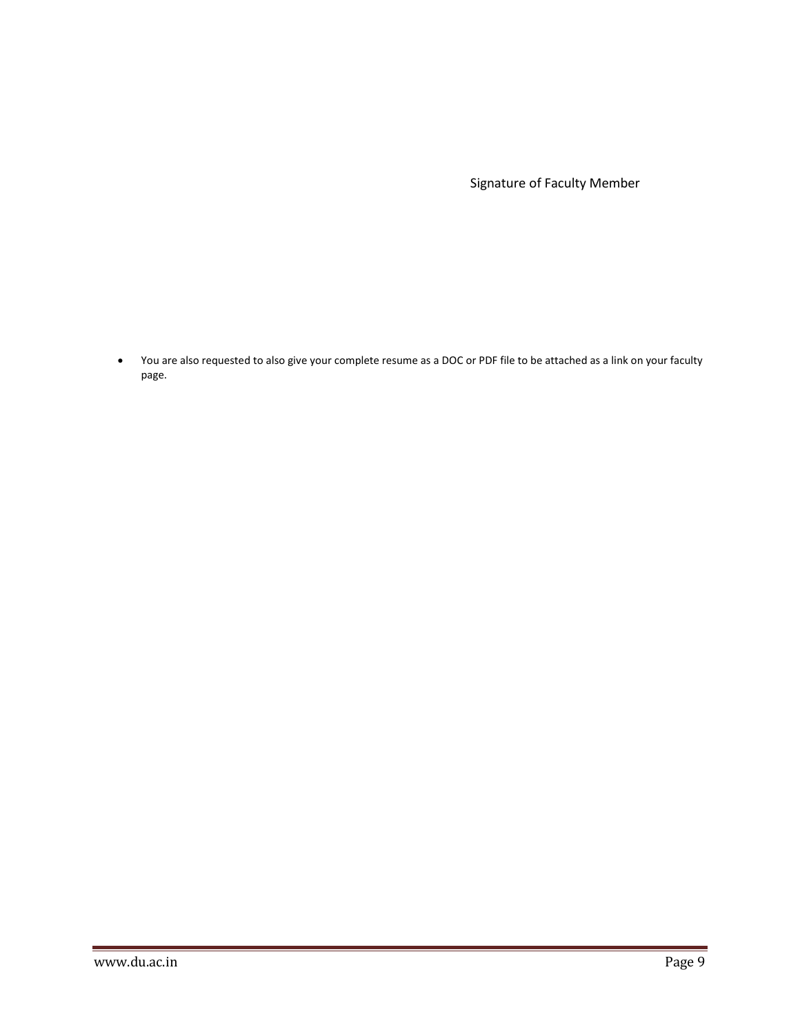Signature of Faculty Member

- You are also requested to also give your complete resume as a DOC or PDF file to be attached as a link on your faculty page.